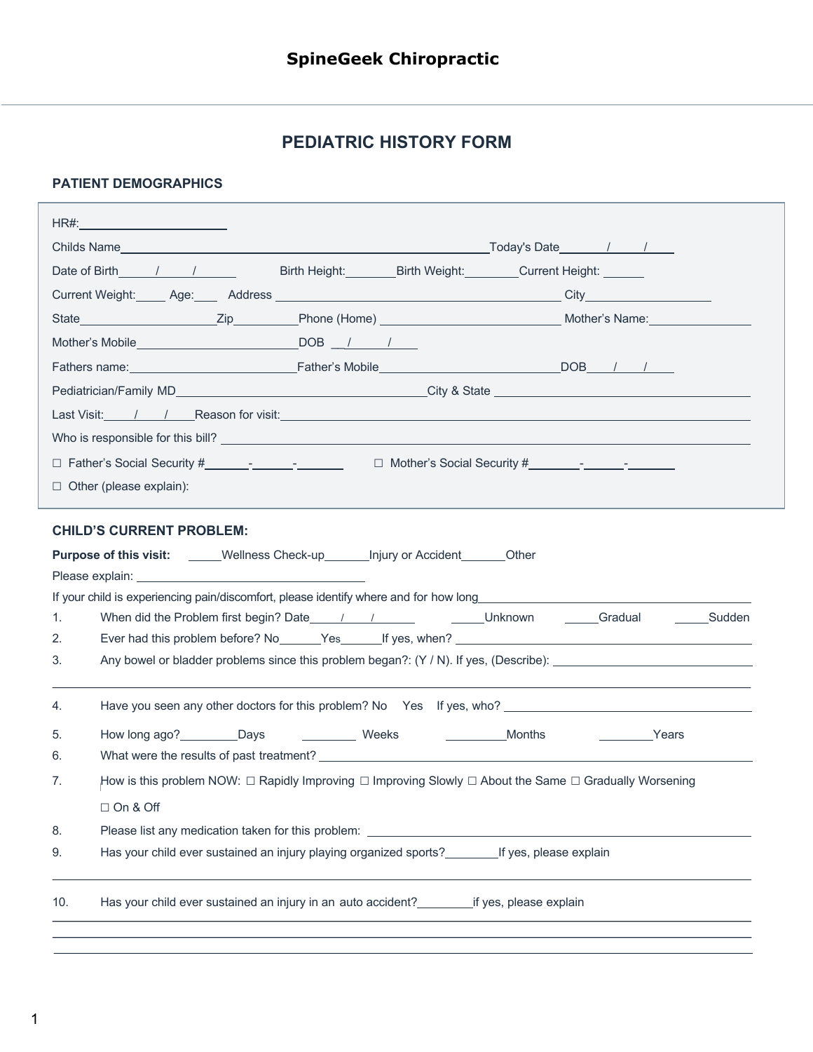# SpineGeek Chiropractic

## PEDIATRIC HISTORY FORM

### PATIENT DEMOGRAPHICS

HR#:____________________

Childs Name________________________________________________Today's Date_____/_____/_____

Date of Birth_____/_____/______ Birth Height:_______ Birth Weight:________ Current Height: ______

Current Weight:_____ Age:____ Address ______________________________________ City__________________

State__________________Zip_________Phone (Home) ________________________ Mother's Name:______________

Mother's Mobile_______________________DOB __/_____/_____

Fathers name:_______________________Father's Mobile__________________________DOB____/____/____

Pediatrician/Family MD__________________________________City & State ______________________________

Last Visit:____/____/____Reason for visit:________________________________________________________

Who is responsible for this bill? ____________________________________________________________

☐ Father's Social Security #______-______-_______ ☐ Mother's Social Security #_______-______-_______

☐ Other (please explain):

### CHILD'S CURRENT PROBLEM:

**Purpose of this visit:** _____Wellness Check-up______Injury or Accident______Other

Please explain: ______________________________

If your child is experiencing pain/discomfort, please identify where and for how long____________________________

1. When did the Problem first begin? Date_____/_____/______ _____Unknown _____Gradual _____Sudden
2. Ever had this problem before? No______Yes______If yes, when? ______________________________
3. Any bowel or bladder problems since this problem began?: (Y / N). If yes, (Describe): ______________________

   ____________________________________________________________________________________

4. Have you seen any other doctors for this problem? No Yes If yes, who? ______________________________
5. How long ago?_________Days ________ Weeks _________Months ________Years
6. What were the results of past treatment? ______________________________________________
7. How is this problem NOW: ☐ Rapidly Improving ☐ Improving Slowly ☐ About the Same ☐ Gradually Worsening

   ☐ On & Off

8. Please list any medication taken for this problem: ______________________________________
9. Has your child ever sustained an injury playing organized sports?________If yes, please explain

   ____________________________________________________________________________________

10. Has your child ever sustained an injury in an auto accident?________if yes, please explain

   ____________________________________________________________________________________

   ____________________________________________________________________________________

   ____________________________________________________________________________________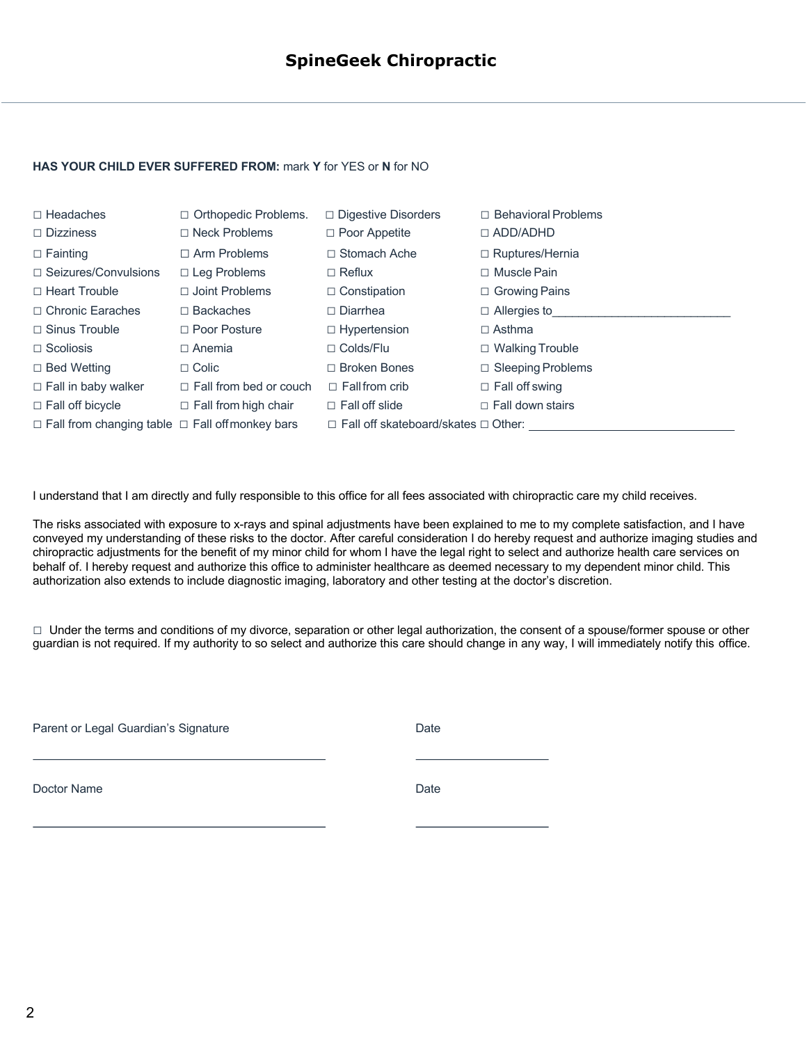# SpineGeek Chiropractic

**HAS YOUR CHILD EVER SUFFERED FROM:** mark **Y** for YES or **N** for NO

| | | | |
|---|---|---|---|
| ☐ Headaches | ☐ Orthopedic Problems. | ☐ Digestive Disorders | ☐ Behavioral Problems |
| ☐ Dizziness | ☐ Neck Problems | ☐ Poor Appetite | ☐ ADD/ADHD |
| ☐ Fainting | ☐ Arm Problems | ☐ Stomach Ache | ☐ Ruptures/Hernia |
| ☐ Seizures/Convulsions | ☐ Leg Problems | ☐ Reflux | ☐ Muscle Pain |
| ☐ Heart Trouble | ☐ Joint Problems | ☐ Constipation | ☐ Growing Pains |
| ☐ Chronic Earaches | ☐ Backaches | ☐ Diarrhea | ☐ Allergies to___________________________ |
| ☐ Sinus Trouble | ☐ Poor Posture | ☐ Hypertension | ☐ Asthma |
| ☐ Scoliosis | ☐ Anemia | ☐ Colds/Flu | ☐ Walking Trouble |
| ☐ Bed Wetting | ☐ Colic | ☐ Broken Bones | ☐ Sleeping Problems |
| ☐ Fall in baby walker | ☐ Fall from bed or couch | ☐ Fall from crib | ☐ Fall off swing |
| ☐ Fall off bicycle | ☐ Fall from high chair | ☐ Fall off slide | ☐ Fall down stairs |
| ☐ Fall from changing table | ☐ Fall off monkey bars | ☐ Fall off skateboard/skates | ☐ Other: ______________________________ |

I understand that I am directly and fully responsible to this office for all fees associated with chiropractic care my child receives.

The risks associated with exposure to x-rays and spinal adjustments have been explained to me to my complete satisfaction, and I have conveyed my understanding of these risks to the doctor. After careful consideration I do hereby request and authorize imaging studies and chiropractic adjustments for the benefit of my minor child for whom I have the legal right to select and authorize health care services on behalf of. I hereby request and authorize this office to administer healthcare as deemed necessary to my dependent minor child. This authorization also extends to include diagnostic imaging, laboratory and other testing at the doctor's discretion.

☐ Under the terms and conditions of my divorce, separation or other legal authorization, the consent of a spouse/former spouse or other guardian is not required. If my authority to so select and authorize this care should change in any way, I will immediately notify this office.

Parent or Legal Guardian's Signature ____________________________________ Date ____________________

Doctor Name ____________________________________ Date ____________________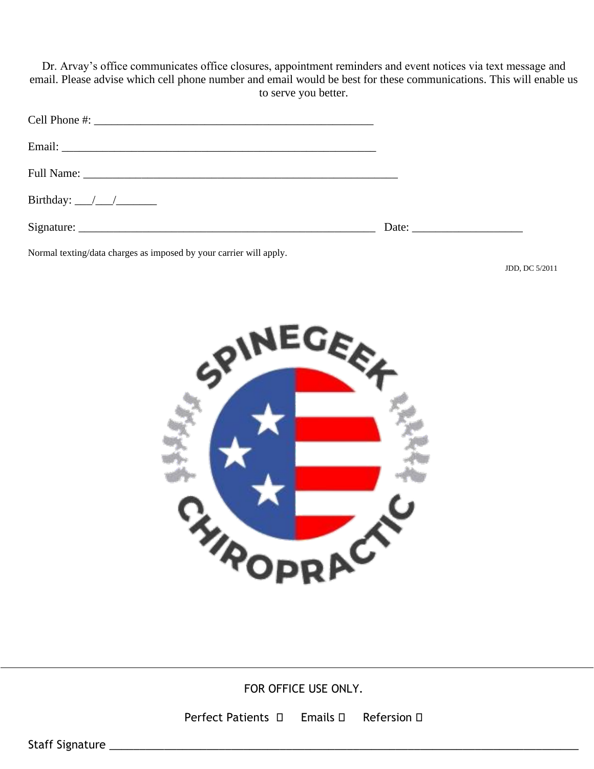Dr. Arvay's office communicates office closures, appointment reminders and event notices via text message and email. Please advise which cell phone number and email would be best for these communications. This will enable us to serve you better.

Cell Phone #: ___________________________________________________

Email: ________________________________________________________

Full Name: _____________________________________________________

Birthday: ___/___/_______

Signature: ____________________________________________________ Date: ___________________

Normal texting/data charges as imposed by your carrier will apply.

JDD, DC 5/2011

SPINEGEEK CHIROPRACTIC

---

FOR OFFICE USE ONLY.

Perfect Patients ☐ Emails ☐ Refersion ☐

Staff Signature ___________________________________________________________________________________